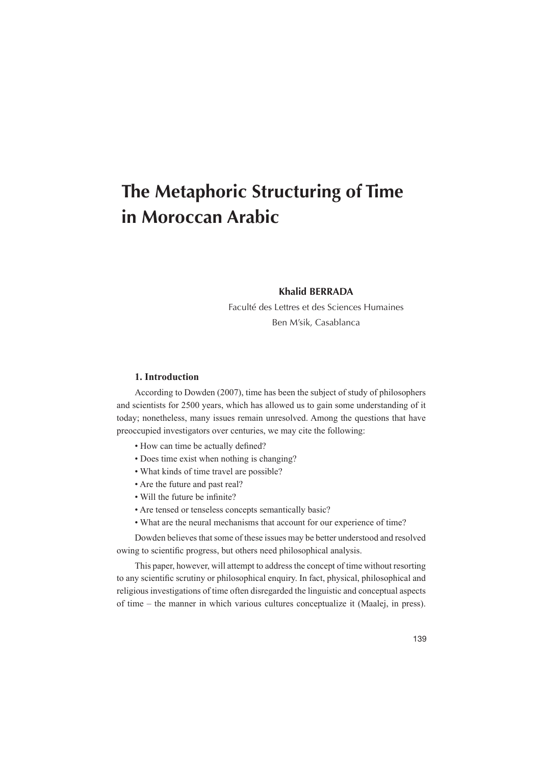# The Metaphoric Structuring of Time in Moroccan Arabic

**Khalid BERRADA**

Faculté des Lettres et des Sciences Humaines
Ben M'sik, Casablanca

## 1. Introduction

According to Dowden (2007), time has been the subject of study of philosophers and scientists for 2500 years, which has allowed us to gain some understanding of it today; nonetheless, many issues remain unresolved. Among the questions that have preoccupied investigators over centuries, we may cite the following:

- How can time be actually defined?
- Does time exist when nothing is changing?
- What kinds of time travel are possible?
- Are the future and past real?
- Will the future be infinite?
- Are tensed or tenseless concepts semantically basic?
- What are the neural mechanisms that account for our experience of time?

Dowden believes that some of these issues may be better understood and resolved owing to scientific progress, but others need philosophical analysis.

This paper, however, will attempt to address the concept of time without resorting to any scientific scrutiny or philosophical enquiry. In fact, physical, philosophical and religious investigations of time often disregarded the linguistic and conceptual aspects of time – the manner in which various cultures conceptualize it (Maalej, in press).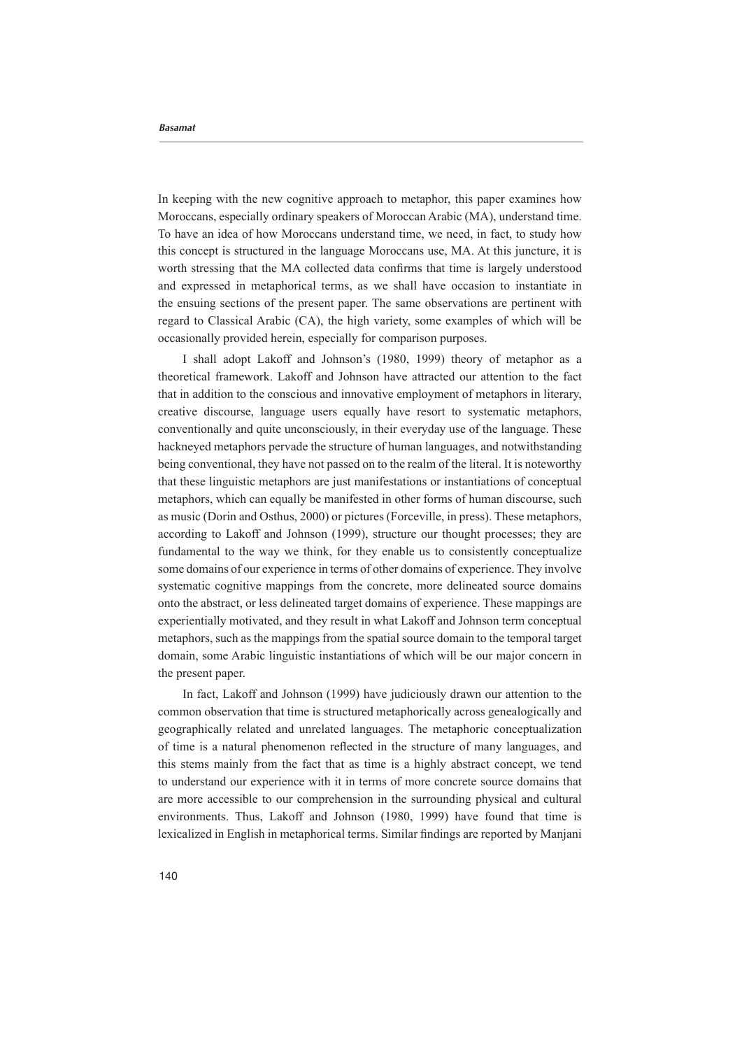In keeping with the new cognitive approach to metaphor, this paper examines how Moroccans, especially ordinary speakers of Moroccan Arabic (MA), understand time. To have an idea of how Moroccans understand time, we need, in fact, to study how this concept is structured in the language Moroccans use, MA. At this juncture, it is worth stressing that the MA collected data confirms that time is largely understood and expressed in metaphorical terms, as we shall have occasion to instantiate in the ensuing sections of the present paper. The same observations are pertinent with regard to Classical Arabic (CA), the high variety, some examples of which will be occasionally provided herein, especially for comparison purposes.

I shall adopt Lakoff and Johnson's (1980, 1999) theory of metaphor as a theoretical framework. Lakoff and Johnson have attracted our attention to the fact that in addition to the conscious and innovative employment of metaphors in literary, creative discourse, language users equally have resort to systematic metaphors, conventionally and quite unconsciously, in their everyday use of the language. These hackneyed metaphors pervade the structure of human languages, and notwithstanding being conventional, they have not passed on to the realm of the literal. It is noteworthy that these linguistic metaphors are just manifestations or instantiations of conceptual metaphors, which can equally be manifested in other forms of human discourse, such as music (Dorin and Osthus, 2000) or pictures (Forceville, in press). These metaphors, according to Lakoff and Johnson (1999), structure our thought processes; they are fundamental to the way we think, for they enable us to consistently conceptualize some domains of our experience in terms of other domains of experience. They involve systematic cognitive mappings from the concrete, more delineated source domains onto the abstract, or less delineated target domains of experience. These mappings are experientially motivated, and they result in what Lakoff and Johnson term conceptual metaphors, such as the mappings from the spatial source domain to the temporal target domain, some Arabic linguistic instantiations of which will be our major concern in the present paper.

In fact, Lakoff and Johnson (1999) have judiciously drawn our attention to the common observation that time is structured metaphorically across genealogically and geographically related and unrelated languages. The metaphoric conceptualization of time is a natural phenomenon reflected in the structure of many languages, and this stems mainly from the fact that as time is a highly abstract concept, we tend to understand our experience with it in terms of more concrete source domains that are more accessible to our comprehension in the surrounding physical and cultural environments. Thus, Lakoff and Johnson (1980, 1999) have found that time is lexicalized in English in metaphorical terms. Similar findings are reported by Manjani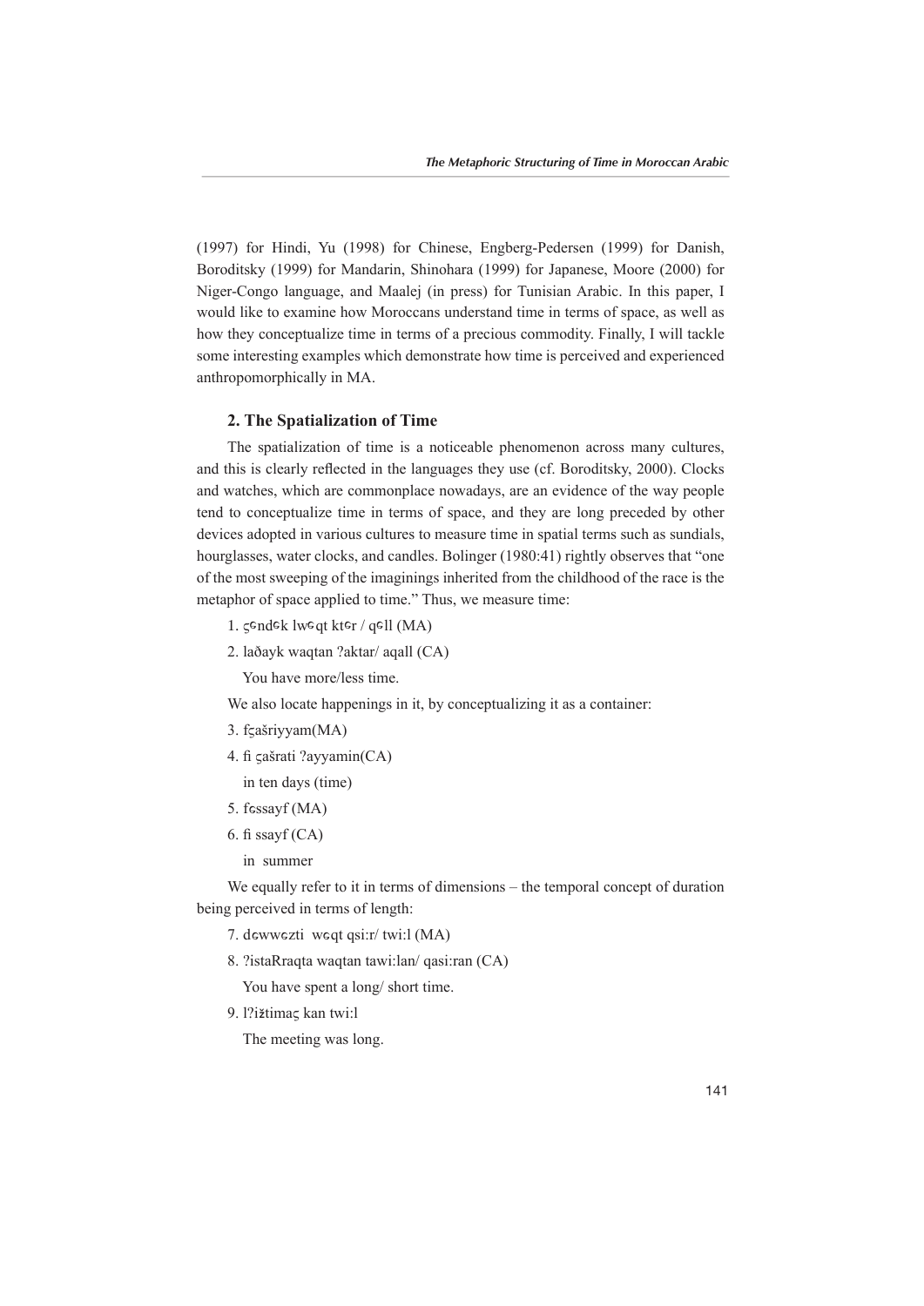(1997) for Hindi, Yu (1998) for Chinese, Engberg-Pedersen (1999) for Danish, Boroditsky (1999) for Mandarin, Shinohara (1999) for Japanese, Moore (2000) for Niger-Congo language, and Maalej (in press) for Tunisian Arabic. In this paper, I would like to examine how Moroccans understand time in terms of space, as well as how they conceptualize time in terms of a precious commodity. Finally, I will tackle some interesting examples which demonstrate how time is perceived and experienced anthropomorphically in MA.

## 2. The Spatialization of Time

The spatialization of time is a noticeable phenomenon across many cultures, and this is clearly reflected in the languages they use (cf. Boroditsky, 2000). Clocks and watches, which are commonplace nowadays, are an evidence of the way people tend to conceptualize time in terms of space, and they are long preceded by other devices adopted in various cultures to measure time in spatial terms such as sundials, hourglasses, water clocks, and candles. Bolinger (1980:41) rightly observes that "one of the most sweeping of the imaginings inherited from the childhood of the race is the metaphor of space applied to time." Thus, we measure time:

1. ʕᵊndᵊk lwᵊqt ktᵊr / qᵊll (MA)
2. laðayk waqtan ?aktar/ aqall (CA)

   You have more/less time.

We also locate happenings in it, by conceptualizing it as a container:

3. fʕašriyyam(MA)
4. fi ʕašrati ?ayyamin(CA)

   in ten days (time)

5. fəssayf (MA)
6. fi ssayf (CA)

   in summer

We equally refer to it in terms of dimensions – the temporal concept of duration being perceived in terms of length:

7. dəwwəzti wəqt qsi:r/ twi:l (MA)
8. ?istaRraqta waqtan tawi:lan/ qasi:ran (CA)

   You have spent a long/ short time.

9. l?ižtimaʕ kan twi:l

   The meeting was long.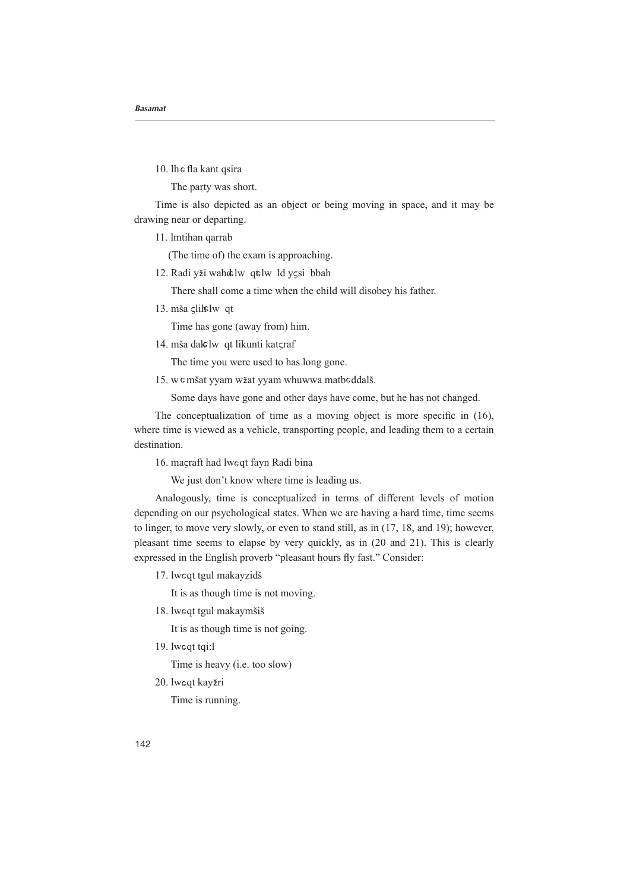10. lhɛfla kant qsira

The party was short.

Time is also depicted as an object or being moving in space, and it may be drawing near or departing.

11. lmtihan qarrab

(The time of) the exam is approaching.

12. Radi yži wahd lwqt ld yʕsi bbah

There shall come a time when the child will disobey his father.

13. mša ʕlih lwqt

Time has gone (away from) him.

14. mša dak lwqt likunti katʕraf

The time you were used to has long gone.

15. wɛmšat yyam wžat yyam whuwwa matbɛddalš.

Some days have gone and other days have come, but he has not changed.

The conceptualization of time as a moving object is more specific in (16), where time is viewed as a vehicle, transporting people, and leading them to a certain destination.

16. maʕraft had lwɛqt fayn Radi bina

We just don't know where time is leading us.

Analogously, time is conceptualized in terms of different levels of motion depending on our psychological states. When we are having a hard time, time seems to linger, to move very slowly, or even to stand still, as in (17, 18, and 19); however, pleasant time seems to elapse by very quickly, as in (20 and 21). This is clearly expressed in the English proverb "pleasant hours fly fast." Consider:

17. lwɛqt tgul makayzidš

It is as though time is not moving.

18. lwɛqt tgul makaymšiš

It is as though time is not going.

19. lwɛqt tqi:l

Time is heavy (i.e. too slow)

20. lwɛqt kayžri

Time is running.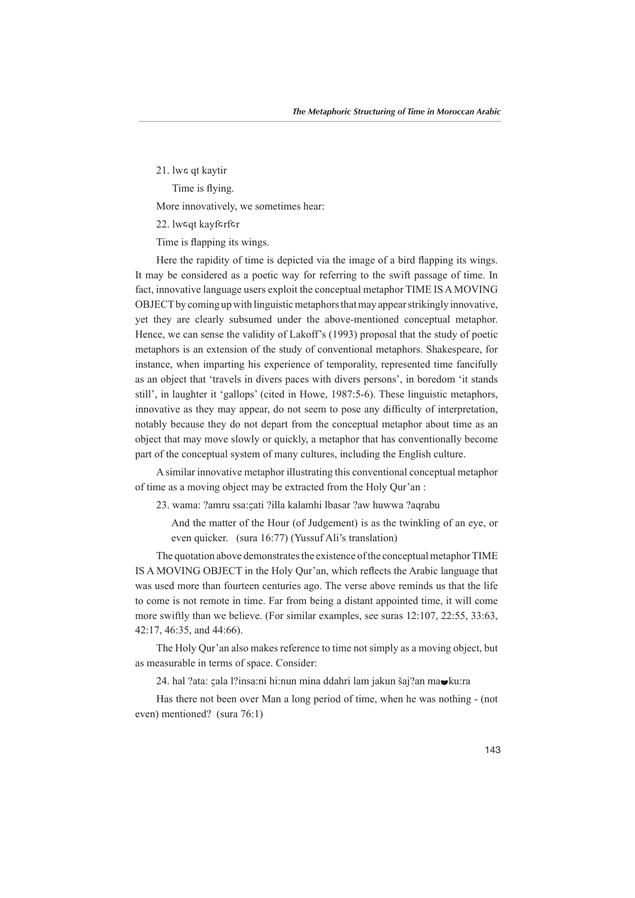21. lwɕ qt kaytir

Time is flying.

More innovatively, we sometimes hear:

22. lwɕqt kayfɕrfɕr

Time is flapping its wings.

Here the rapidity of time is depicted via the image of a bird flapping its wings. It may be considered as a poetic way for referring to the swift passage of time. In fact, innovative language users exploit the conceptual metaphor TIME IS A MOVING OBJECT by coming up with linguistic metaphors that may appear strikingly innovative, yet they are clearly subsumed under the above-mentioned conceptual metaphor. Hence, we can sense the validity of Lakoff's (1993) proposal that the study of poetic metaphors is an extension of the study of conventional metaphors. Shakespeare, for instance, when imparting his experience of temporality, represented time fancifully as an object that 'travels in divers paces with divers persons', in boredom 'it stands still', in laughter it 'gallops' (cited in Howe, 1987:5-6). These linguistic metaphors, innovative as they may appear, do not seem to pose any difficulty of interpretation, notably because they do not depart from the conceptual metaphor about time as an object that may move slowly or quickly, a metaphor that has conventionally become part of the conceptual system of many cultures, including the English culture.

A similar innovative metaphor illustrating this conventional conceptual metaphor of time as a moving object may be extracted from the Holy Qur'an :

23. wama: ?amru ssa:ςati ?illa kalamhi lbasar ?aw huwwa ?aqrabu

And the matter of the Hour (of Judgement) is as the twinkling of an eye, or even quicker. (sura 16:77) (Yussuf Ali's translation)

The quotation above demonstrates the existence of the conceptual metaphor TIME IS A MOVING OBJECT in the Holy Qur'an, which reflects the Arabic language that was used more than fourteen centuries ago. The verse above reminds us that the life to come is not remote in time. Far from being a distant appointed time, it will come more swiftly than we believe. (For similar examples, see suras 12:107, 22:55, 33:63, 42:17, 46:35, and 44:66).

The Holy Qur'an also makes reference to time not simply as a moving object, but as measurable in terms of space. Consider:

24. hal ?ata: ςala l?insa:ni hi:nun mina ddahri lam jakun šaj?an maðku:ra

Has there not been over Man a long period of time, when he was nothing - (not even) mentioned? (sura 76:1)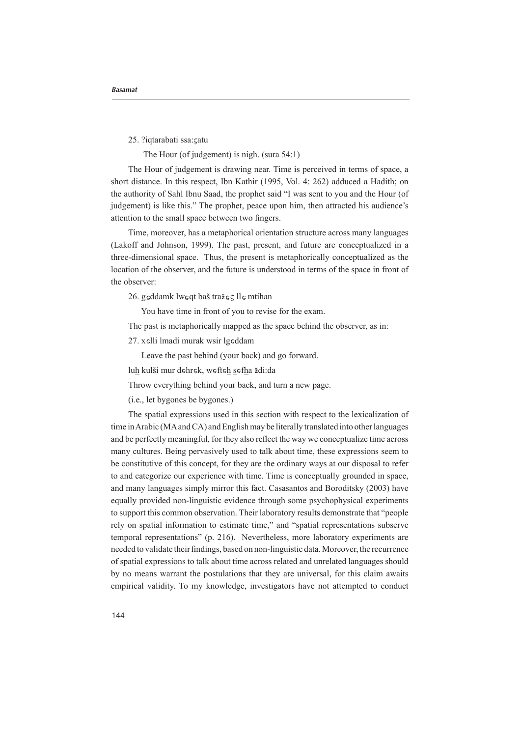25. ?iqtarabati ssa:ʕatu

The Hour (of judgement) is nigh. (sura 54:1)

The Hour of judgement is drawing near. Time is perceived in terms of space, a short distance. In this respect, Ibn Kathir (1995, Vol. 4: 262) adduced a Hadith; on the authority of Sahl Ibnu Saad, the prophet said "I was sent to you and the Hour (of judgement) is like this." The prophet, peace upon him, then attracted his audience's attention to the small space between two fingers.

Time, moreover, has a metaphorical orientation structure across many languages (Lakoff and Johnson, 1999). The past, present, and future are conceptualized in a three-dimensional space. Thus, the present is metaphorically conceptualized as the location of the observer, and the future is understood in terms of the space in front of the observer:

26. gɕddamk lwɕqt baš tražɕʕ llɕ mtihan

You have time in front of you to revise for the exam.

The past is metaphorically mapped as the space behind the observer, as in:

27. xɕlli lmadi murak wsir lgɕddam

Leave the past behind (your back) and go forward.

luh̲ kulši mur dɕhrɕk, wɕftɕh̲ s̲ɕfh̲a ždi:da

Throw everything behind your back, and turn a new page.

(i.e., let bygones be bygones.)

The spatial expressions used in this section with respect to the lexicalization of time in Arabic (MA and CA) and English may be literally translated into other languages and be perfectly meaningful, for they also reflect the way we conceptualize time across many cultures. Being pervasively used to talk about time, these expressions seem to be constitutive of this concept, for they are the ordinary ways at our disposal to refer to and categorize our experience with time. Time is conceptually grounded in space, and many languages simply mirror this fact. Casasantos and Boroditsky (2003) have equally provided non-linguistic evidence through some psychophysical experiments to support this common observation. Their laboratory results demonstrate that "people rely on spatial information to estimate time," and "spatial representations subserve temporal representations" (p. 216). Nevertheless, more laboratory experiments are needed to validate their findings, based on non-linguistic data. Moreover, the recurrence of spatial expressions to talk about time across related and unrelated languages should by no means warrant the postulations that they are universal, for this claim awaits empirical validity. To my knowledge, investigators have not attempted to conduct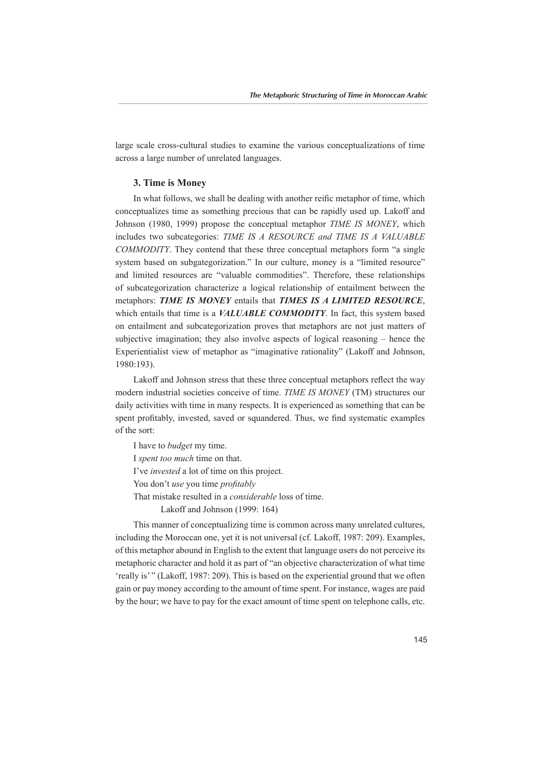large scale cross-cultural studies to examine the various conceptualizations of time across a large number of unrelated languages.

### 3. Time is Money

In what follows, we shall be dealing with another reific metaphor of time, which conceptualizes time as something precious that can be rapidly used up. Lakoff and Johnson (1980, 1999) propose the conceptual metaphor *TIME IS MONEY*, which includes two subcategories: *TIME IS A RESOURCE and TIME IS A VALUABLE COMMODITY*. They contend that these three conceptual metaphors form "a single system based on subgategorization." In our culture, money is a "limited resource" and limited resources are "valuable commodities". Therefore, these relationships of subcategorization characterize a logical relationship of entailment between the metaphors: ***TIME IS MONEY*** entails that ***TIMES IS A LIMITED RESOURCE***, which entails that time is a ***VALUABLE COMMODITY***. In fact, this system based on entailment and subcategorization proves that metaphors are not just matters of subjective imagination; they also involve aspects of logical reasoning – hence the Experientialist view of metaphor as "imaginative rationality" (Lakoff and Johnson, 1980:193).

Lakoff and Johnson stress that these three conceptual metaphors reflect the way modern industrial societies conceive of time. *TIME IS MONEY* (TM) structures our daily activities with time in many respects. It is experienced as something that can be spent profitably, invested, saved or squandered. Thus, we find systematic examples of the sort:

I have to *budget* my time.
I *spent too much* time on that.
I've *invested* a lot of time on this project.
You don't *use* you time *profitably*
That mistake resulted in a *considerable* loss of time.
Lakoff and Johnson (1999: 164)

This manner of conceptualizing time is common across many unrelated cultures, including the Moroccan one, yet it is not universal (cf. Lakoff, 1987: 209). Examples, of this metaphor abound in English to the extent that language users do not perceive its metaphoric character and hold it as part of "an objective characterization of what time 'really is' " (Lakoff, 1987: 209). This is based on the experiential ground that we often gain or pay money according to the amount of time spent. For instance, wages are paid by the hour; we have to pay for the exact amount of time spent on telephone calls, etc.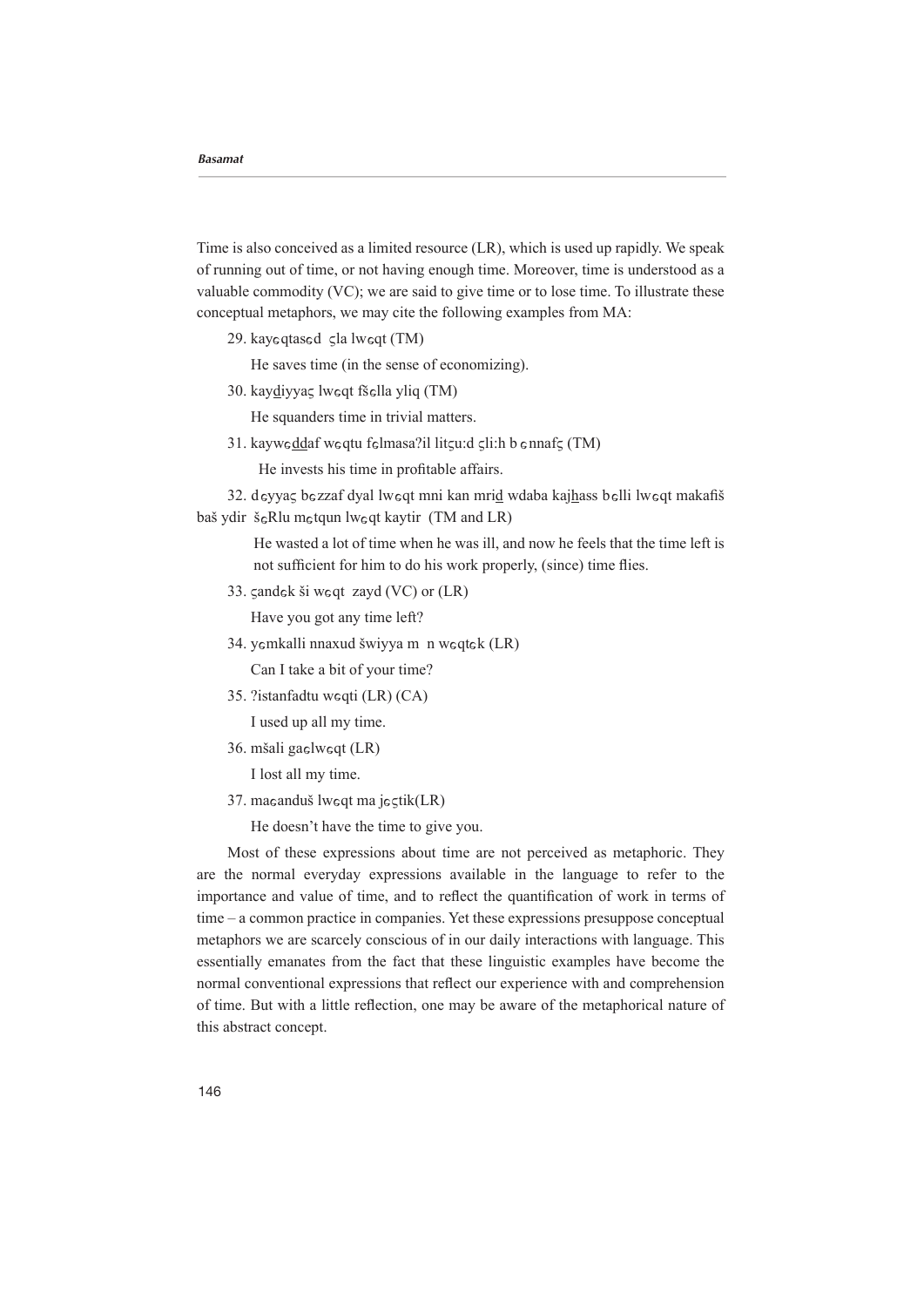Time is also conceived as a limited resource (LR), which is used up rapidly. We speak of running out of time, or not having enough time. Moreover, time is understood as a valuable commodity (VC); we are said to give time or to lose time. To illustrate these conceptual metaphors, we may cite the following examples from MA:

29. kayɞqtasɞd ʂla lwɞqt (TM)

He saves time (in the sense of economizing).

30. kaydiyyaʂ lwɞqt fšɞlla yliq (TM)

He squanders time in trivial matters.

31. kaywɞddaf wɞqtu fɞlmasa?il litʂu:d ʂli:h b ɞnnafʂ (TM)

He invests his time in profitable affairs.

32. dɞyyaʂ bɞzzaf dyal lwɞqt mni kan mrid wdaba kajhass bɞlli lwɞqt makafiš baš ydir šɞRlu mɞtqun lwɞqt kaytir (TM and LR)

He wasted a lot of time when he was ill, and now he feels that the time left is not sufficient for him to do his work properly, (since) time flies.

33. ʂandɞk ši wɞqt zayd (VC) or (LR)

Have you got any time left?

34. yɞmkalli nnaxud šwiyya m n wɞqtɞk (LR)

Can I take a bit of your time?

35. ?istanfadtu wɞqti (LR) (CA)

I used up all my time.

36. mšali gaɞlwɞqt (LR)

I lost all my time.

37. maɞanduš lwɞqt ma jɞʂtik(LR)

He doesn't have the time to give you.

Most of these expressions about time are not perceived as metaphoric. They are the normal everyday expressions available in the language to refer to the importance and value of time, and to reflect the quantification of work in terms of time – a common practice in companies. Yet these expressions presuppose conceptual metaphors we are scarcely conscious of in our daily interactions with language. This essentially emanates from the fact that these linguistic examples have become the normal conventional expressions that reflect our experience with and comprehension of time. But with a little reflection, one may be aware of the metaphorical nature of this abstract concept.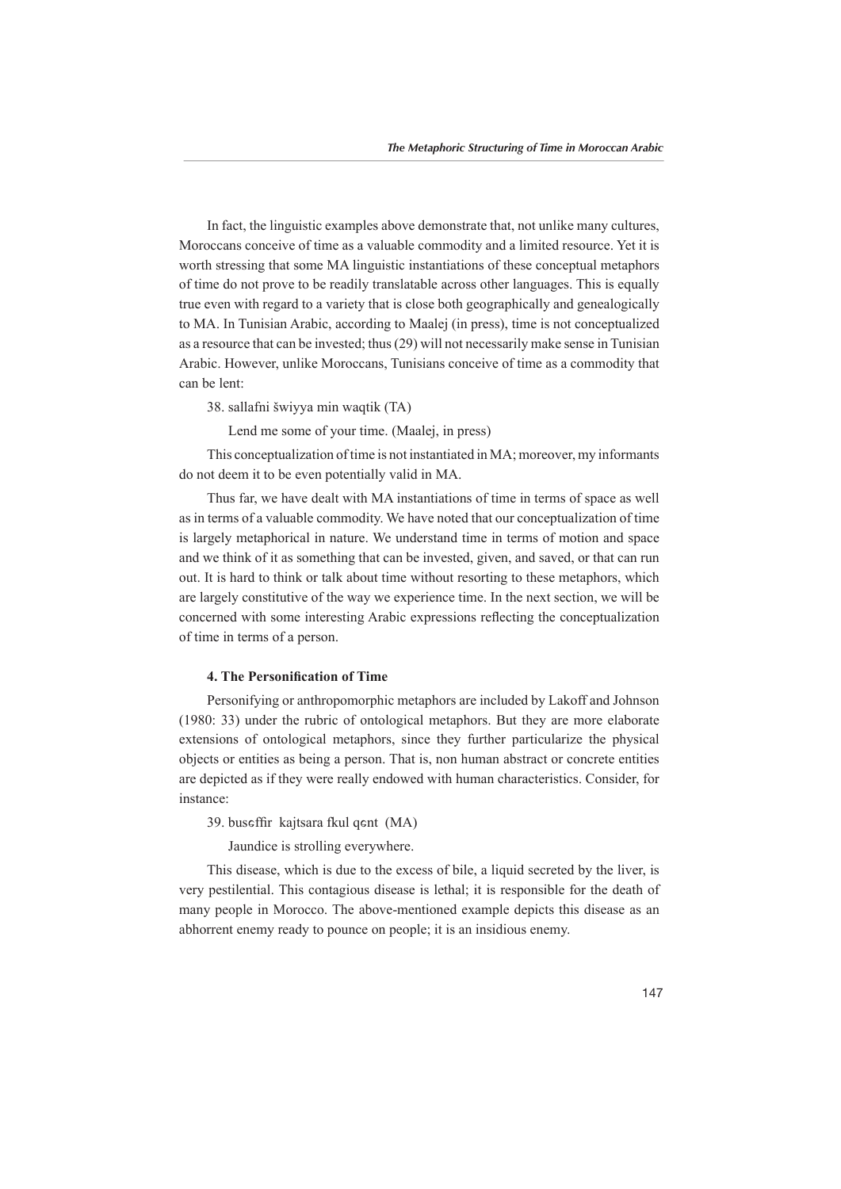In fact, the linguistic examples above demonstrate that, not unlike many cultures, Moroccans conceive of time as a valuable commodity and a limited resource. Yet it is worth stressing that some MA linguistic instantiations of these conceptual metaphors of time do not prove to be readily translatable across other languages. This is equally true even with regard to a variety that is close both geographically and genealogically to MA. In Tunisian Arabic, according to Maalej (in press), time is not conceptualized as a resource that can be invested; thus (29) will not necessarily make sense in Tunisian Arabic. However, unlike Moroccans, Tunisians conceive of time as a commodity that can be lent:

38. sallafni šwiyya min waqtik (TA)

Lend me some of your time. (Maalej, in press)

This conceptualization of time is not instantiated in MA; moreover, my informants do not deem it to be even potentially valid in MA.

Thus far, we have dealt with MA instantiations of time in terms of space as well as in terms of a valuable commodity. We have noted that our conceptualization of time is largely metaphorical in nature. We understand time in terms of motion and space and we think of it as something that can be invested, given, and saved, or that can run out. It is hard to think or talk about time without resorting to these metaphors, which are largely constitutive of the way we experience time. In the next section, we will be concerned with some interesting Arabic expressions reflecting the conceptualization of time in terms of a person.

### 4. The Personification of Time

Personifying or anthropomorphic metaphors are included by Lakoff and Johnson (1980: 33) under the rubric of ontological metaphors. But they are more elaborate extensions of ontological metaphors, since they further particularize the physical objects or entities as being a person. That is, non human abstract or concrete entities are depicted as if they were really endowed with human characteristics. Consider, for instance:

39. busɛffir kajtsara fkul qɛnt (MA)

Jaundice is strolling everywhere.

This disease, which is due to the excess of bile, a liquid secreted by the liver, is very pestilential. This contagious disease is lethal; it is responsible for the death of many people in Morocco. The above-mentioned example depicts this disease as an abhorrent enemy ready to pounce on people; it is an insidious enemy.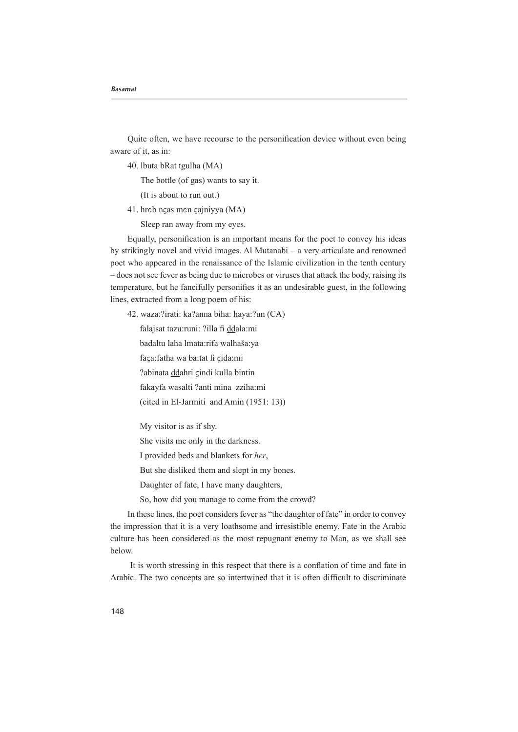Quite often, we have recourse to the personification device without even being aware of it, as in:

40. lbuta bRat tgulha (MA)

    The bottle (of gas) wants to say it.

    (It is about to run out.)

41. hrɞb nʢas mɞn ʢajniyya (MA)

    Sleep ran away from my eyes.

Equally, personification is an important means for the poet to convey his ideas by strikingly novel and vivid images. Al Mutanabi – a very articulate and renowned poet who appeared in the renaissance of the Islamic civilization in the tenth century – does not see fever as being due to microbes or viruses that attack the body, raising its temperature, but he fancifully personifies it as an undesirable guest, in the following lines, extracted from a long poem of his:

42. waza:?irati: ka?anna biha: h̲aya:?un (CA)

    falajsat tazu:runi: ?illa fi d̲d̲ala:mi

    badaltu laha lmata:rifa walhaša:ya

    faʢa:fatha wa ba:tat fi ʢida:mi

    ?abinata d̲d̲ahri ʢindi kulla bintin

    fakayfa wasalti ?anti mina zziha:mi

    (cited in El-Jarmiti and Amin (1951: 13))

    My visitor is as if shy.

    She visits me only in the darkness.

    I provided beds and blankets for *her*,

    But she disliked them and slept in my bones.

    Daughter of fate, I have many daughters,

    So, how did you manage to come from the crowd?

In these lines, the poet considers fever as "the daughter of fate" in order to convey the impression that it is a very loathsome and irresistible enemy. Fate in the Arabic culture has been considered as the most repugnant enemy to Man, as we shall see below.

It is worth stressing in this respect that there is a conflation of time and fate in Arabic. The two concepts are so intertwined that it is often difficult to discriminate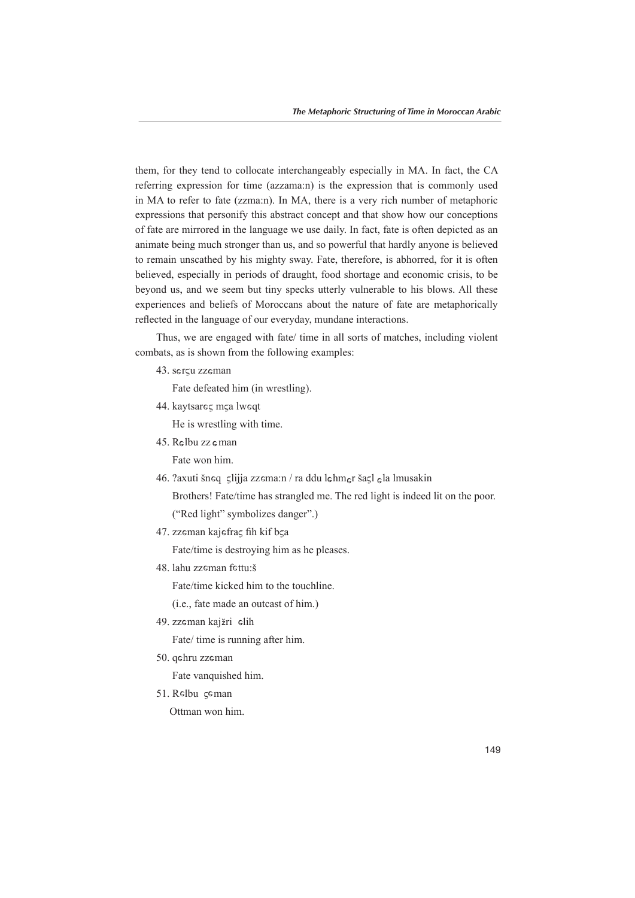them, for they tend to collocate interchangeably especially in MA. In fact, the CA referring expression for time (azzama:n) is the expression that is commonly used in MA to refer to fate (zzma:n). In MA, there is a very rich number of metaphoric expressions that personify this abstract concept and that show how our conceptions of fate are mirrored in the language we use daily. In fact, fate is often depicted as an animate being much stronger than us, and so powerful that hardly anyone is believed to remain unscathed by his mighty sway. Fate, therefore, is abhorred, for it is often believed, especially in periods of draught, food shortage and economic crisis, to be beyond us, and we seem but tiny specks utterly vulnerable to his blows. All these experiences and beliefs of Moroccans about the nature of fate are metaphorically reflected in the language of our everyday, mundane interactions.

Thus, we are engaged with fate/ time in all sorts of matches, including violent combats, as is shown from the following examples:

43. sɞrʕu zzɞman

   Fate defeated him (in wrestling).

44. kaytsarɞʕ mʕa lwɞqt

   He is wrestling with time.

45. Rɞlbu zzɞman

   Fate won him.

46. ?axuti šnɞq ʕlijja zzɞma:n / ra ddu lɞhmɞr šaʕl ɞla lmusakin

   Brothers! Fate/time has strangled me. The red light is indeed lit on the poor.

   ("Red light" symbolizes danger".)

47. zzɞman kajɞfraʕ fih kif bʕa

   Fate/time is destroying him as he pleases.

48. lahu zzɞman fɞttu:š

   Fate/time kicked him to the touchline.

   (i.e., fate made an outcast of him.)

49. zzɞman kajžri ɞlih

   Fate/ time is running after him.

50. qɞhru zzɞman

   Fate vanquished him.

51. Rɞlbu ʕɞman

   Ottman won him.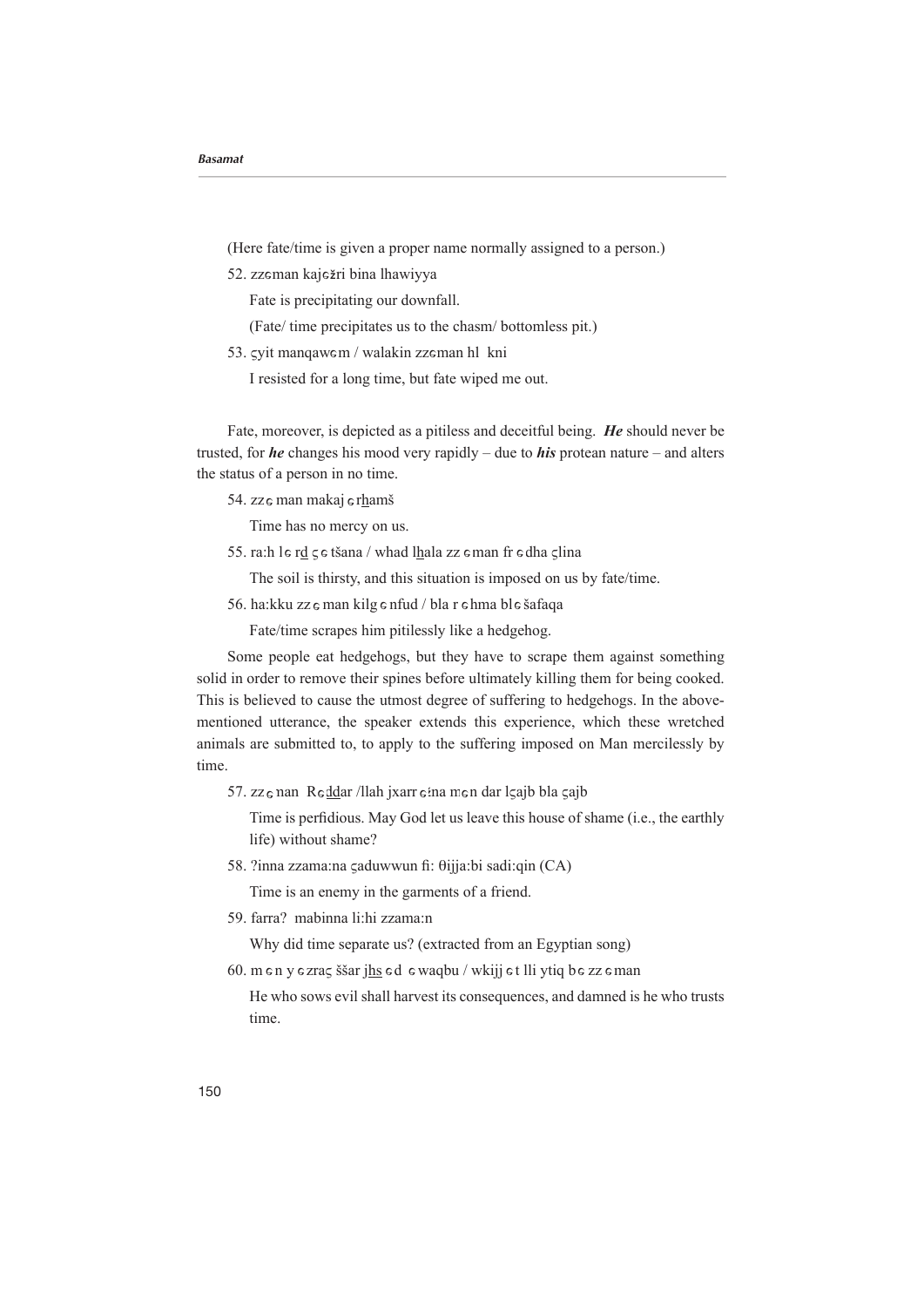(Here fate/time is given a proper name normally assigned to a person.)

52. zzɛman kajɛžri bina lhawiyya

Fate is precipitating our downfall.

(Fate/ time precipitates us to the chasm/ bottomless pit.)

53. ʕyit manqawɛm / walakin zzɛman hl kni

I resisted for a long time, but fate wiped me out.

Fate, moreover, is depicted as a pitiless and deceitful being. ***He*** should never be trusted, for ***he*** changes his mood very rapidly – due to ***his*** protean nature – and alters the status of a person in no time.

54. zzɛ man makaj ɛ rhamš

Time has no mercy on us.

55. ra:h lɛ rd ʕ ɛ tšana / whad lhala zz ɛ man fr ɛ dha ʕlina

The soil is thirsty, and this situation is imposed on us by fate/time.

56. ha:kku zz ɛ man kilg ɛ nfud / bla r ɛ hma blɛ šafaqa

Fate/time scrapes him pitilessly like a hedgehog.

Some people eat hedgehogs, but they have to scrape them against something solid in order to remove their spines before ultimately killing them for being cooked. This is believed to cause the utmost degree of suffering to hedgehogs. In the above-mentioned utterance, the speaker extends this experience, which these wretched animals are submitted to, to apply to the suffering imposed on Man mercilessly by time.

57. zzɛ nan Rɛddar /llah jxarr ɛ ina mɛn dar lʕajb bla ʕajb

Time is perfidious. May God let us leave this house of shame (i.e., the earthly life) without shame?

58. ?inna zzama:na ʕaduwwun fi: θijja:bi sadi:qin (CA)

Time is an enemy in the garments of a friend.

59. farra? mabinna li:hi zzama:n

Why did time separate us? (extracted from an Egyptian song)

60. m ɛ n y ɛ zraʕ ššar jhs ɛ d ɛ waqbu / wkijj ɛ t lli ytiq b ɛ zz ɛ man

He who sows evil shall harvest its consequences, and damned is he who trusts time.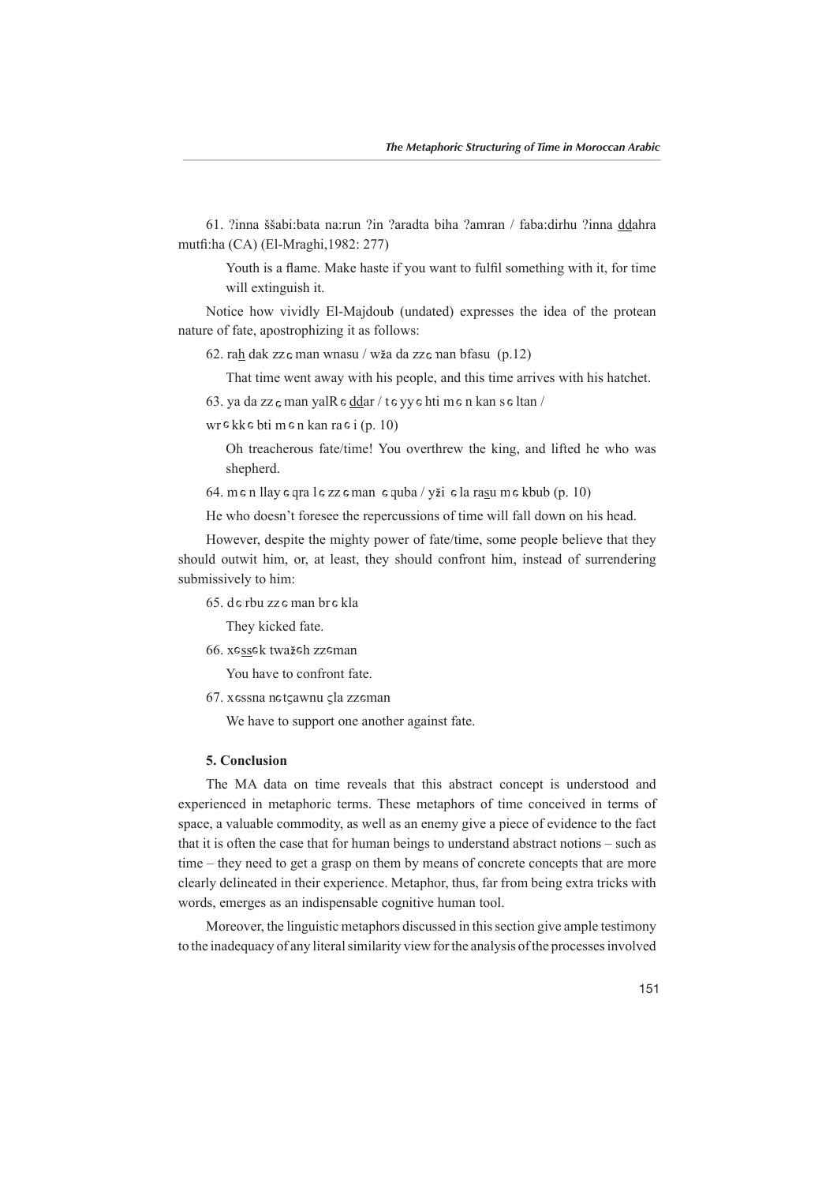61. ?inna ššabi:bata na:run ?in ?aradta biha ?amran / faba:dirhu ?inna <u>dd</u>ahra mutfi:ha (CA) (El-Mraghi,1982: 277)

Youth is a flame. Make haste if you want to fulfil something with it, for time will extinguish it.

Notice how vividly El-Majdoub (undated) expresses the idea of the protean nature of fate, apostrophizing it as follows:

62. ra<u>h</u> dak zzɘman wnasu / wža da zzɘman bfasu (p.12)

That time went away with his people, and this time arrives with his hatchet.

63. ya da zzɘman yalRɘ<u>dd</u>ar / tɘyyɘhti mɘn kan sɘltan /

wrɘkkɘbti mɘn kan raɘi (p. 10)

Oh treacherous fate/time! You overthrew the king, and lifted he who was shepherd.

64. mɘn llayɘqra lɘzzɘman ɘquba / yži ɘla ra<u>s</u>u mɘkbub (p. 10)

He who doesn't foresee the repercussions of time will fall down on his head.

However, despite the mighty power of fate/time, some people believe that they should outwit him, or, at least, they should confront him, instead of surrendering submissively to him:

65. dɘrbu zzɘman brɘkla

They kicked fate.

66. xɘ<u>ss</u>ɘk twažɘh zzɘman

You have to confront fate.

67. xɘssna nɘtʕawnu ʕla zzɘman

We have to support one another against fate.

### 5. Conclusion

The MA data on time reveals that this abstract concept is understood and experienced in metaphoric terms. These metaphors of time conceived in terms of space, a valuable commodity, as well as an enemy give a piece of evidence to the fact that it is often the case that for human beings to understand abstract notions – such as time – they need to get a grasp on them by means of concrete concepts that are more clearly delineated in their experience. Metaphor, thus, far from being extra tricks with words, emerges as an indispensable cognitive human tool.

Moreover, the linguistic metaphors discussed in this section give ample testimony to the inadequacy of any literal similarity view for the analysis of the processes involved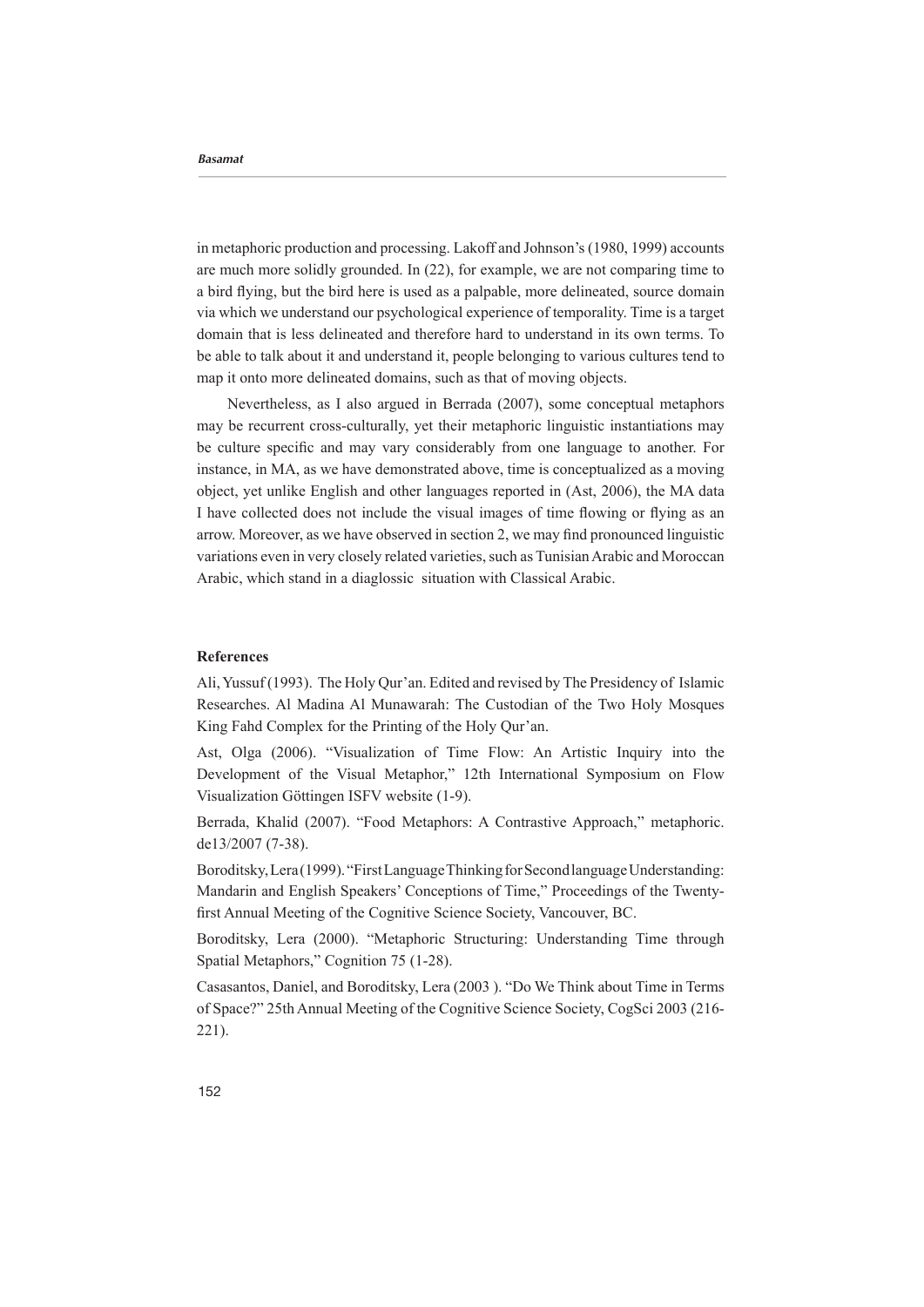in metaphoric production and processing. Lakoff and Johnson's (1980, 1999) accounts are much more solidly grounded. In (22), for example, we are not comparing time to a bird flying, but the bird here is used as a palpable, more delineated, source domain via which we understand our psychological experience of temporality. Time is a target domain that is less delineated and therefore hard to understand in its own terms. To be able to talk about it and understand it, people belonging to various cultures tend to map it onto more delineated domains, such as that of moving objects.

Nevertheless, as I also argued in Berrada (2007), some conceptual metaphors may be recurrent cross-culturally, yet their metaphoric linguistic instantiations may be culture specific and may vary considerably from one language to another. For instance, in MA, as we have demonstrated above, time is conceptualized as a moving object, yet unlike English and other languages reported in (Ast, 2006), the MA data I have collected does not include the visual images of time flowing or flying as an arrow. Moreover, as we have observed in section 2, we may find pronounced linguistic variations even in very closely related varieties, such as Tunisian Arabic and Moroccan Arabic, which stand in a diaglossic situation with Classical Arabic.

## References

Ali, Yussuf (1993). The Holy Qur'an. Edited and revised by The Presidency of Islamic Researches. Al Madina Al Munawarah: The Custodian of the Two Holy Mosques King Fahd Complex for the Printing of the Holy Qur'an.

Ast, Olga (2006). "Visualization of Time Flow: An Artistic Inquiry into the Development of the Visual Metaphor," 12th International Symposium on Flow Visualization Göttingen ISFV website (1-9).

Berrada, Khalid (2007). "Food Metaphors: A Contrastive Approach," metaphoric.de13/2007 (7-38).

Boroditsky, Lera (1999). "First Language Thinking for Second language Understanding: Mandarin and English Speakers' Conceptions of Time," Proceedings of the Twenty-first Annual Meeting of the Cognitive Science Society, Vancouver, BC.

Boroditsky, Lera (2000). "Metaphoric Structuring: Understanding Time through Spatial Metaphors," Cognition 75 (1-28).

Casasantos, Daniel, and Boroditsky, Lera (2003 ). "Do We Think about Time in Terms of Space?" 25th Annual Meeting of the Cognitive Science Society, CogSci 2003 (216-221).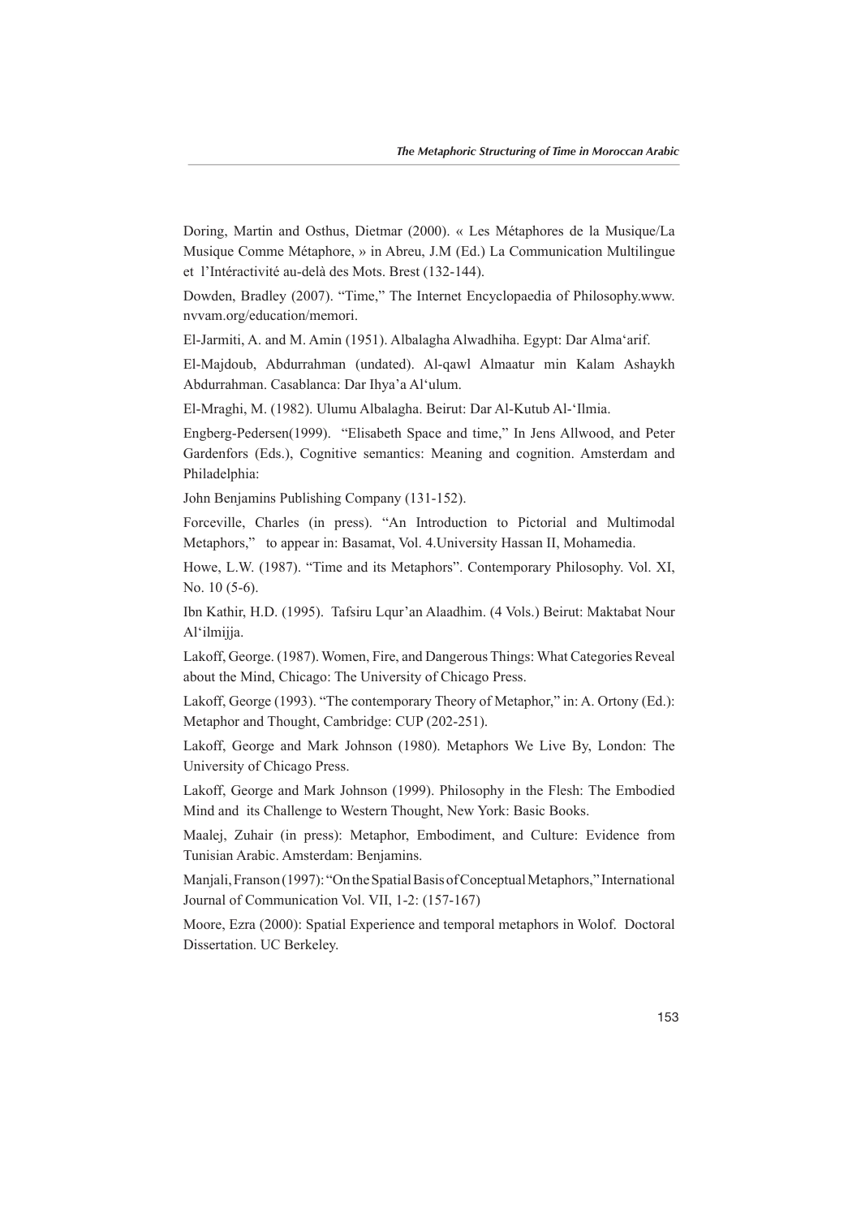Doring, Martin and Osthus, Dietmar (2000). « Les Métaphores de la Musique/La Musique Comme Métaphore, » in Abreu, J.M (Ed.) La Communication Multilingue et l'Intéractivité au-delà des Mots. Brest (132-144).

Dowden, Bradley (2007). "Time," The Internet Encyclopaedia of Philosophy.www.nvvam.org/education/memori.

El-Jarmiti, A. and M. Amin (1951). Albalagha Alwadhiha. Egypt: Dar Alma'arif.

El-Majdoub, Abdurrahman (undated). Al-qawl Almaatur min Kalam Ashaykh Abdurrahman. Casablanca: Dar Ihya'a Al'ulum.

El-Mraghi, M. (1982). Ulumu Albalagha. Beirut: Dar Al-Kutub Al-'Ilmia.

Engberg-Pedersen(1999). "Elisabeth Space and time," In Jens Allwood, and Peter Gardenfors (Eds.), Cognitive semantics: Meaning and cognition. Amsterdam and Philadelphia:

John Benjamins Publishing Company (131-152).

Forceville, Charles (in press). "An Introduction to Pictorial and Multimodal Metaphors," to appear in: Basamat, Vol. 4.University Hassan II, Mohamedia.

Howe, L.W. (1987). "Time and its Metaphors". Contemporary Philosophy. Vol. XI, No. 10 (5-6).

Ibn Kathir, H.D. (1995). Tafsiru Lqur'an Alaadhim. (4 Vols.) Beirut: Maktabat Nour Al'ilmijja.

Lakoff, George. (1987). Women, Fire, and Dangerous Things: What Categories Reveal about the Mind, Chicago: The University of Chicago Press.

Lakoff, George (1993). "The contemporary Theory of Metaphor," in: A. Ortony (Ed.): Metaphor and Thought, Cambridge: CUP (202-251).

Lakoff, George and Mark Johnson (1980). Metaphors We Live By, London: The University of Chicago Press.

Lakoff, George and Mark Johnson (1999). Philosophy in the Flesh: The Embodied Mind and its Challenge to Western Thought, New York: Basic Books.

Maalej, Zuhair (in press): Metaphor, Embodiment, and Culture: Evidence from Tunisian Arabic. Amsterdam: Benjamins.

Manjali, Franson (1997): "On the Spatial Basis of Conceptual Metaphors," International Journal of Communication Vol. VII, 1-2: (157-167)

Moore, Ezra (2000): Spatial Experience and temporal metaphors in Wolof. Doctoral Dissertation. UC Berkeley.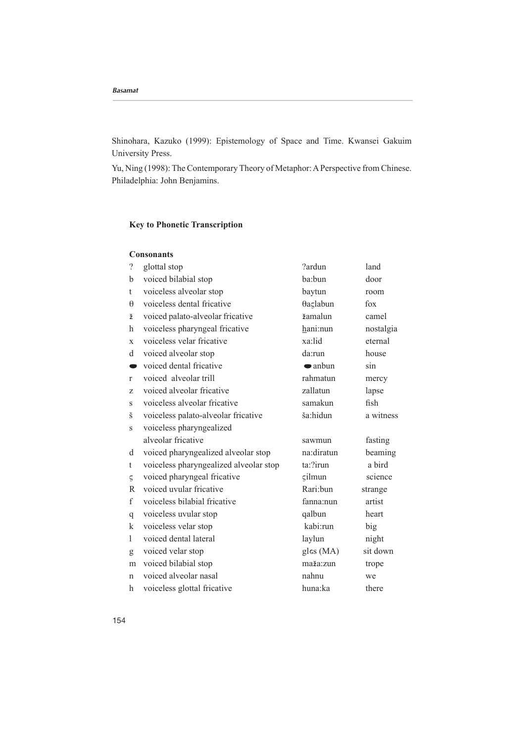Shinohara, Kazuko (1999): Epistemology of Space and Time. Kwansei Gakuim University Press.

Yu, Ning (1998): The Contemporary Theory of Metaphor: A Perspective from Chinese. Philadelphia: John Benjamins.

### Key to Phonetic Transcription

#### Consonants

| | | | |
|---|---|---|---|
| ? | glottal stop | ?ardun | land |
| b | voiced bilabial stop | ba:bun | door |
| t | voiceless alveolar stop | baytun | room |
| θ | voiceless dental fricative | θaςlabun | fox |
| ž | voiced palato-alveolar fricative | žamalun | camel |
| h | voiceless pharyngeal fricative | <u>h</u>ani:nun | nostalgia |
| x | voiceless velar fricative | xa:lid | eternal |
| d | voiced alveolar stop | da:run | house |
| ● | voiced dental fricative | ●anbun | sin |
| r | voiced alveolar trill | rahmatun | mercy |
| z | voiced alveolar fricative | zallatun | lapse |
| s | voiceless alveolar fricative | samakun | fish |
| š | voiceless palato-alveolar fricative | ša:hidun | a witness |
| s | voiceless pharyngealized alveolar fricative | sawmun | fasting |
| d | voiced pharyngealized alveolar stop | na:diratun | beaming |
| t | voiceless pharyngealized alveolar stop | ta:?irun | a bird |
| ς | voiced pharyngeal fricative | ςilmun | science |
| R | voiced uvular fricative | Rari:bun | strange |
| f | voiceless bilabial fricative | fanna:nun | artist |
| q | voiceless uvular stop | qalbun | heart |
| k | voiceless velar stop | kabi:run | big |
| l | voiced dental lateral | laylun | night |
| g | voiced velar stop | glɛs (MA) | sit down |
| m | voiced bilabial stop | maža:zun | trope |
| n | voiced alveolar nasal | nahnu | we |
| h | voiceless glottal fricative | huna:ka | there |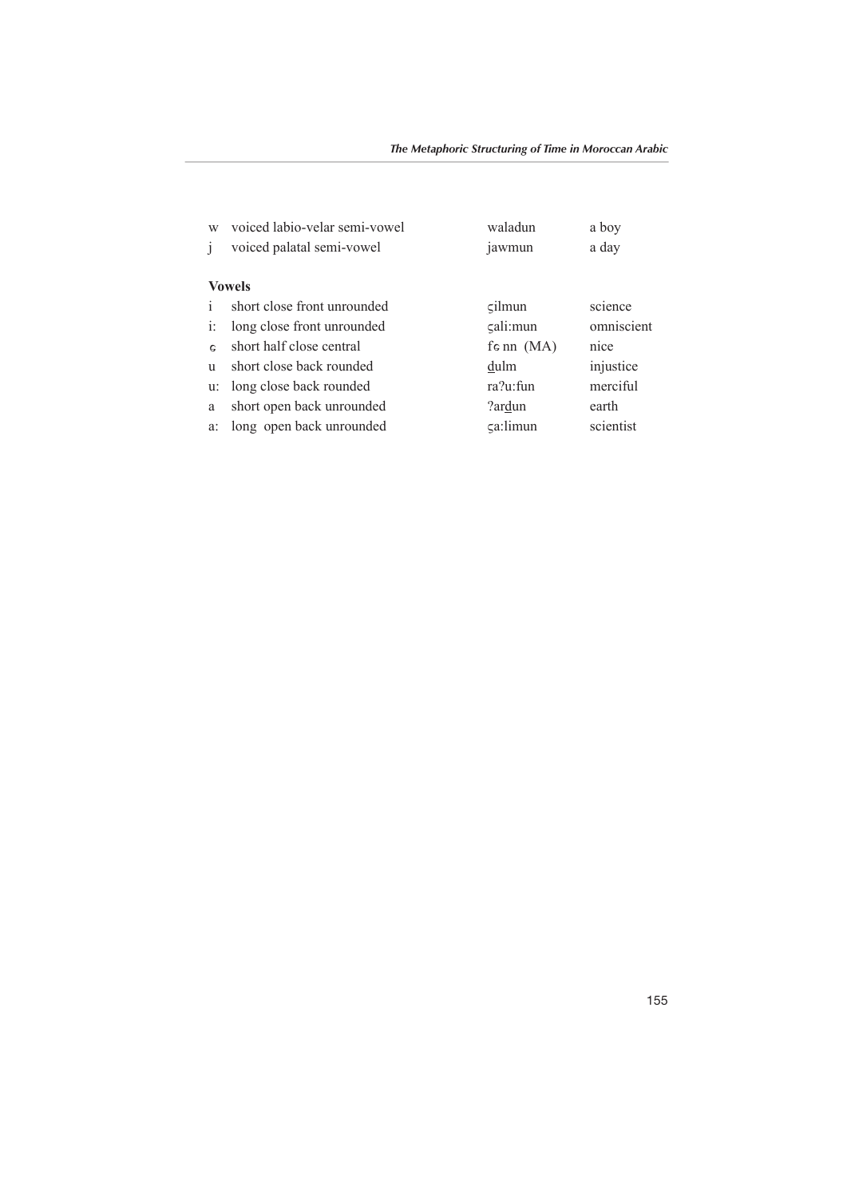| | | | |
|---|---|---|---|
| w | voiced labio-velar semi-vowel | waladun | a boy |
| j | voiced palatal semi-vowel | jawmun | a day |

**Vowels**

| | | | |
|---|---|---|---|
| i | short close front unrounded | ʢilmun | science |
| i: | long close front unrounded | ʢali:mun | omniscient |
| ɘ | short half close central | fɘ nn (MA) | nice |
| u | short close back rounded | d̲ulm | injustice |
| u: | long close back rounded | ra?u:fun | merciful |
| a | short open back unrounded | ?ard̲un | earth |
| a: | long open back unrounded | ʢa:limun | scientist |